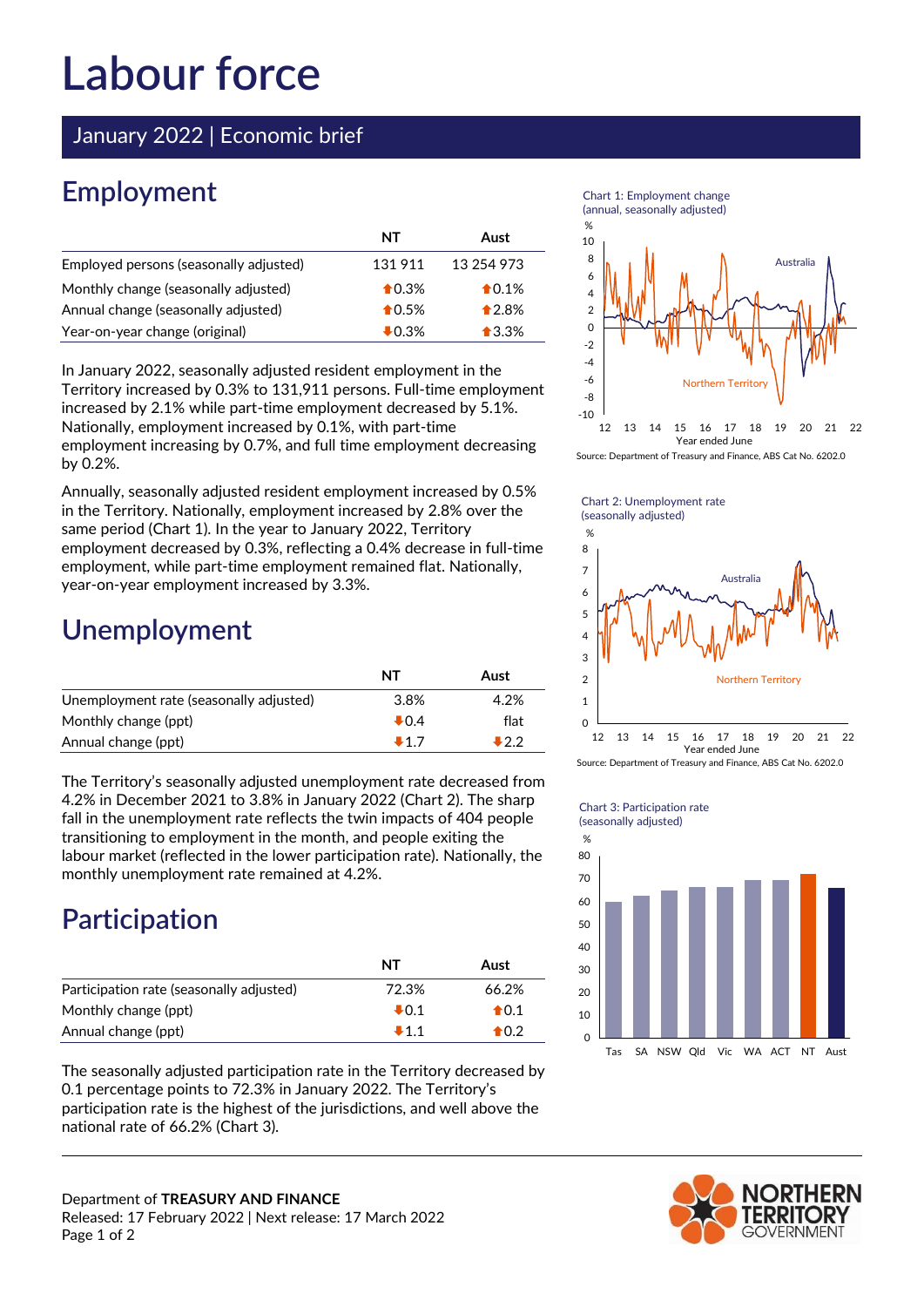# Labour force

## January 2022 | Economic brief

## Employment

| | NT | Aust |
|---|---|---|
| Employed persons (seasonally adjusted) | 131 911 | 13 254 973 |
| Monthly change (seasonally adjusted) | ⬆0.3% | ⬆0.1% |
| Annual change (seasonally adjusted) | ⬆0.5% | ⬆2.8% |
| Year-on-year change (original) | ⬇0.3% | ⬆3.3% |

In January 2022, seasonally adjusted resident employment in the Territory increased by 0.3% to 131,911 persons. Full-time employment increased by 2.1% while part-time employment decreased by 5.1%. Nationally, employment increased by 0.1%, with part-time employment increasing by 0.7%, and full time employment decreasing by 0.2%.

Annually, seasonally adjusted resident employment increased by 0.5% in the Territory. Nationally, employment increased by 2.8% over the same period (Chart 1). In the year to January 2022, Territory employment decreased by 0.3%, reflecting a 0.4% decrease in full-time employment, while part-time employment remained flat. Nationally, year-on-year employment increased by 3.3%.

Chart 1: Employment change (annual, seasonally adjusted)

Source: Department of Treasury and Finance, ABS Cat No. 6202.0

## Unemployment

| | NT | Aust |
|---|---|---|
| Unemployment rate (seasonally adjusted) | 3.8% | 4.2% |
| Monthly change (ppt) | ⬇0.4 | flat |
| Annual change (ppt) | ⬇1.7 | ⬇2.2 |

The Territory's seasonally adjusted unemployment rate decreased from 4.2% in December 2021 to 3.8% in January 2022 (Chart 2). The sharp fall in the unemployment rate reflects the twin impacts of 404 people transitioning to employment in the month, and people exiting the labour market (reflected in the lower participation rate). Nationally, the monthly unemployment rate remained at 4.2%.

Chart 2: Unemployment rate (seasonally adjusted)

Source: Department of Treasury and Finance, ABS Cat No. 6202.0

## Participation

| | NT | Aust |
|---|---|---|
| Participation rate (seasonally adjusted) | 72.3% | 66.2% |
| Monthly change (ppt) | ⬇0.1 | ⬆0.1 |
| Annual change (ppt) | ⬇1.1 | ⬆0.2 |

The seasonally adjusted participation rate in the Territory decreased by 0.1 percentage points to 72.3% in January 2022. The Territory's participation rate is the highest of the jurisdictions, and well above the national rate of 66.2% (Chart 3).

Chart 3: Participation rate (seasonally adjusted)

Department of **TREASURY AND FINANCE**
Released: 17 February 2022 | Next release: 17 March 2022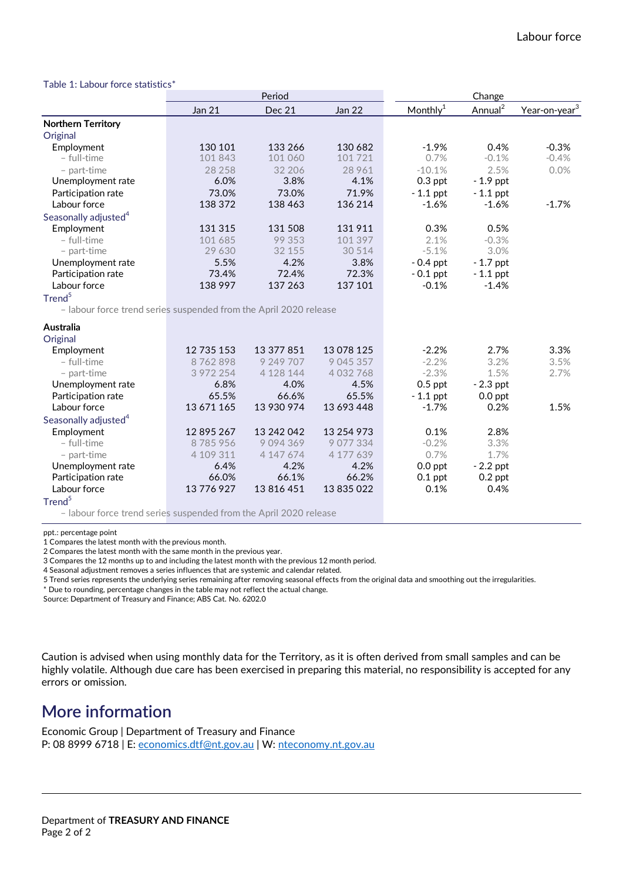Table 1: Labour force statistics*

| | Period | | | Change | | |
|---|---|---|---|---|---|---|
| | Jan 21 | Dec 21 | Jan 22 | Monthly[1] | Annual[2] | Year-on-year[3] |
| **Northern Territory** | | | | | | |
| Original | | | | | | |
| Employment | 130 101 | 133 266 | 130 682 | -1.9% | 0.4% | -0.3% |
| – full-time | 101 843 | 101 060 | 101 721 | 0.7% | -0.1% | -0.4% |
| – part-time | 28 258 | 32 206 | 28 961 | -10.1% | 2.5% | 0.0% |
| Unemployment rate | 6.0% | 3.8% | 4.1% | 0.3 ppt | - 1.9 ppt | |
| Participation rate | 73.0% | 73.0% | 71.9% | - 1.1 ppt | - 1.1 ppt | |
| Labour force | 138 372 | 138 463 | 136 214 | -1.6% | -1.6% | -1.7% |
| Seasonally adjusted[4] | | | | | | |
| Employment | 131 315 | 131 508 | 131 911 | 0.3% | 0.5% | |
| – full-time | 101 685 | 99 353 | 101 397 | 2.1% | -0.3% | |
| – part-time | 29 630 | 32 155 | 30 514 | -5.1% | 3.0% | |
| Unemployment rate | 5.5% | 4.2% | 3.8% | - 0.4 ppt | - 1.7 ppt | |
| Participation rate | 73.4% | 72.4% | 72.3% | - 0.1 ppt | - 1.1 ppt | |
| Labour force | 138 997 | 137 263 | 137 101 | -0.1% | -1.4% | |
| Trend[5] | | | | | | |
| – labour force trend series suspended from the April 2020 release | | | | | | |
| **Australia** | | | | | | |
| Original | | | | | | |
| Employment | 12 735 153 | 13 377 851 | 13 078 125 | -2.2% | 2.7% | 3.3% |
| – full-time | 8 762 898 | 9 249 707 | 9 045 357 | -2.2% | 3.2% | 3.5% |
| – part-time | 3 972 254 | 4 128 144 | 4 032 768 | -2.3% | 1.5% | 2.7% |
| Unemployment rate | 6.8% | 4.0% | 4.5% | 0.5 ppt | - 2.3 ppt | |
| Participation rate | 65.5% | 66.6% | 65.5% | - 1.1 ppt | 0.0 ppt | |
| Labour force | 13 671 165 | 13 930 974 | 13 693 448 | -1.7% | 0.2% | 1.5% |
| Seasonally adjusted[4] | | | | | | |
| Employment | 12 895 267 | 13 242 042 | 13 254 973 | 0.1% | 2.8% | |
| – full-time | 8 785 956 | 9 094 369 | 9 077 334 | -0.2% | 3.3% | |
| – part-time | 4 109 311 | 4 147 674 | 4 177 639 | 0.7% | 1.7% | |
| Unemployment rate | 6.4% | 4.2% | 4.2% | 0.0 ppt | - 2.2 ppt | |
| Participation rate | 66.0% | 66.1% | 66.2% | 0.1 ppt | 0.2 ppt | |
| Labour force | 13 776 927 | 13 816 451 | 13 835 022 | 0.1% | 0.4% | |
| Trend[5] | | | | | | |
| – labour force trend series suspended from the April 2020 release | | | | | | |

ppt.: percentage point
1 Compares the latest month with the previous month.
2 Compares the latest month with the same month in the previous year.
3 Compares the 12 months up to and including the latest month with the previous 12 month period.
4 Seasonal adjustment removes a series influences that are systemic and calendar related.
5 Trend series represents the underlying series remaining after removing seasonal effects from the original data and smoothing out the irregularities.
* Due to rounding, percentage changes in the table may not reflect the actual change.
Source: Department of Treasury and Finance; ABS Cat. No. 6202.0

Caution is advised when using monthly data for the Territory, as it is often derived from small samples and can be highly volatile. Although due care has been exercised in preparing this material, no responsibility is accepted for any errors or omission.

## More information

Economic Group | Department of Treasury and Finance
P: 08 8999 6718 | E: economics.dtf@nt.gov.au | W: nteconomy.nt.gov.au